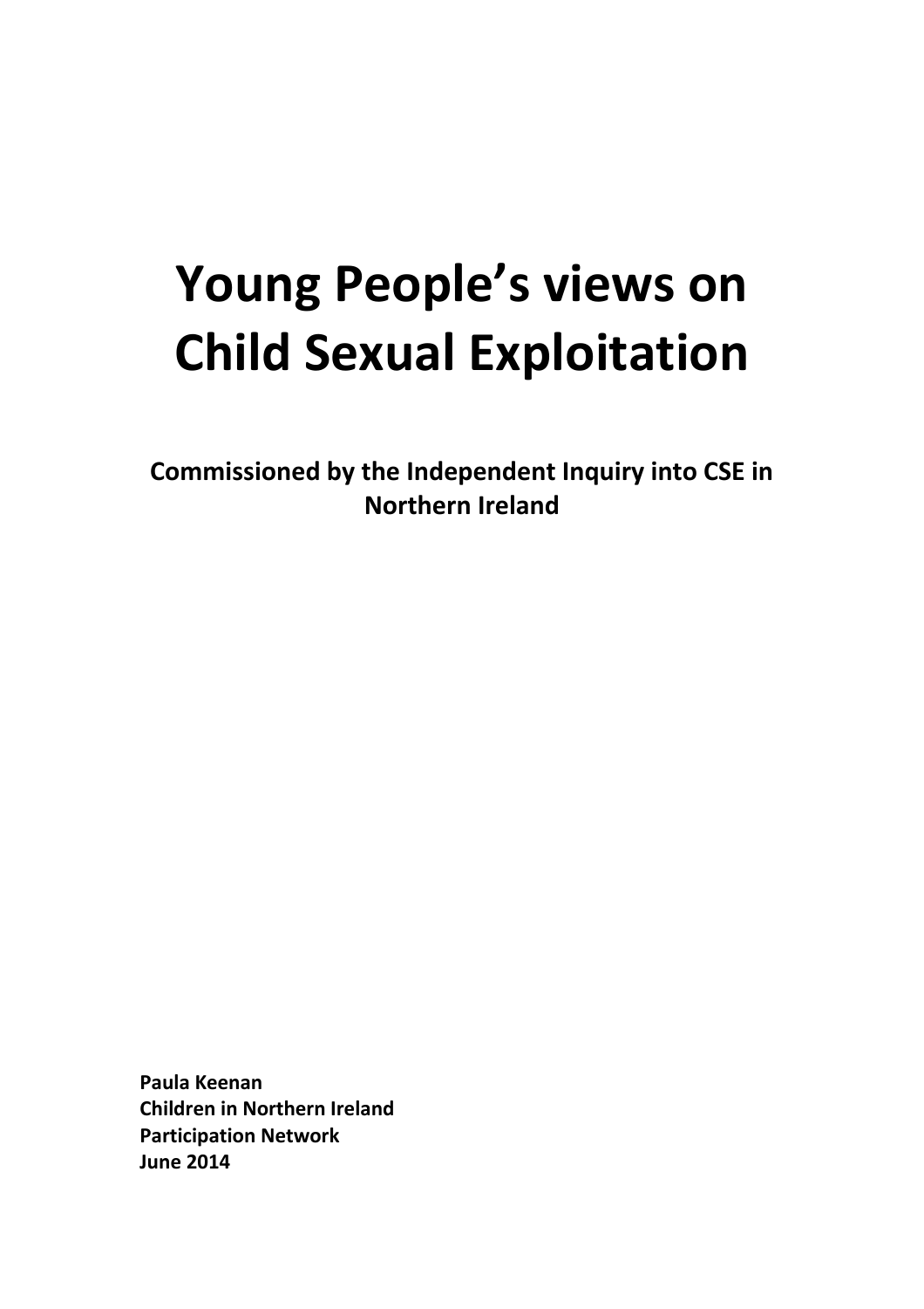# Young People's views on Child Sexual Exploitation

**Commissioned by the Independent Inquiry into CSE in Northern Ireland**

**Paula Keenan**
**Children in Northern Ireland**
**Participation Network**
**June 2014**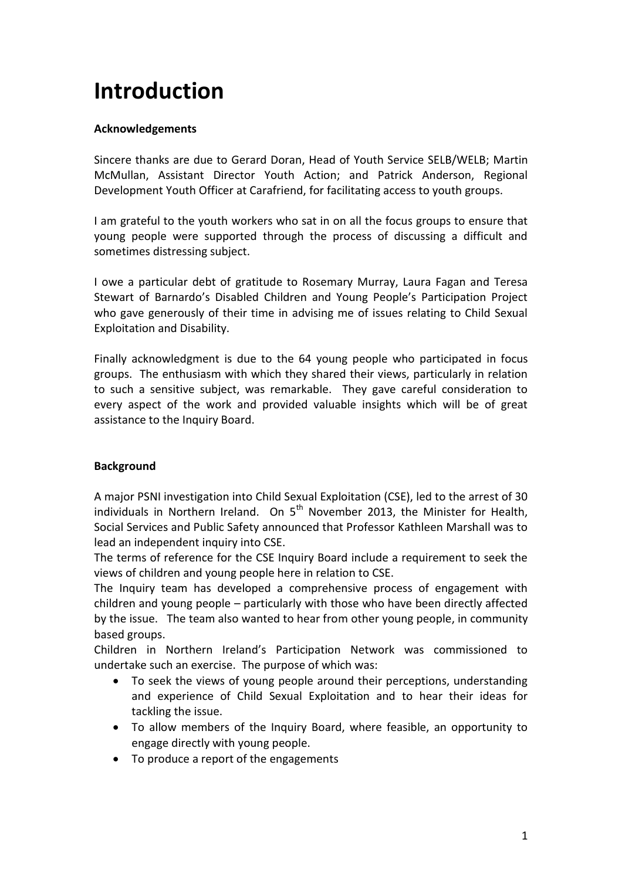# Introduction

**Acknowledgements**

Sincere thanks are due to Gerard Doran, Head of Youth Service SELB/WELB; Martin McMullan, Assistant Director Youth Action; and Patrick Anderson, Regional Development Youth Officer at Carafriend, for facilitating access to youth groups.

I am grateful to the youth workers who sat in on all the focus groups to ensure that young people were supported through the process of discussing a difficult and sometimes distressing subject.

I owe a particular debt of gratitude to Rosemary Murray, Laura Fagan and Teresa Stewart of Barnardo's Disabled Children and Young People's Participation Project who gave generously of their time in advising me of issues relating to Child Sexual Exploitation and Disability.

Finally acknowledgment is due to the 64 young people who participated in focus groups. The enthusiasm with which they shared their views, particularly in relation to such a sensitive subject, was remarkable. They gave careful consideration to every aspect of the work and provided valuable insights which will be of great assistance to the Inquiry Board.

**Background**

A major PSNI investigation into Child Sexual Exploitation (CSE), led to the arrest of 30 individuals in Northern Ireland. On 5th November 2013, the Minister for Health, Social Services and Public Safety announced that Professor Kathleen Marshall was to lead an independent inquiry into CSE.

The terms of reference for the CSE Inquiry Board include a requirement to seek the views of children and young people here in relation to CSE.

The Inquiry team has developed a comprehensive process of engagement with children and young people – particularly with those who have been directly affected by the issue. The team also wanted to hear from other young people, in community based groups.

Children in Northern Ireland's Participation Network was commissioned to undertake such an exercise. The purpose of which was:

- To seek the views of young people around their perceptions, understanding and experience of Child Sexual Exploitation and to hear their ideas for tackling the issue.
- To allow members of the Inquiry Board, where feasible, an opportunity to engage directly with young people.
- To produce a report of the engagements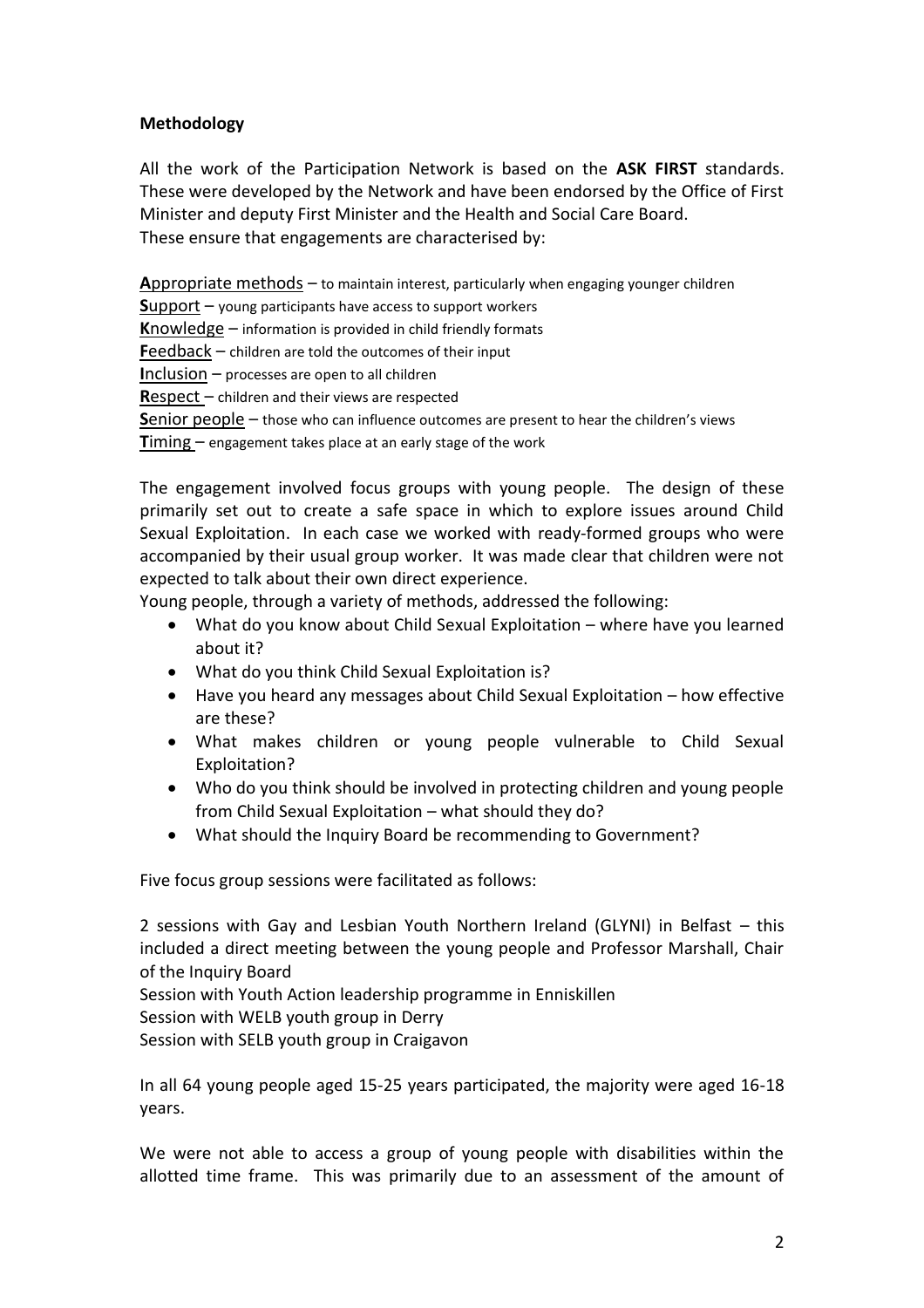**Methodology**

All the work of the Participation Network is based on the **ASK FIRST** standards. These were developed by the Network and have been endorsed by the Office of First Minister and deputy First Minister and the Health and Social Care Board. These ensure that engagements are characterised by:

**A**ppropriate methods – to maintain interest, particularly when engaging younger children
**S**upport – young participants have access to support workers
**K**nowledge – information is provided in child friendly formats
**F**eedback – children are told the outcomes of their input
**I**nclusion – processes are open to all children
**R**espect – children and their views are respected
**S**enior people – those who can influence outcomes are present to hear the children's views
**T**iming – engagement takes place at an early stage of the work

The engagement involved focus groups with young people. The design of these primarily set out to create a safe space in which to explore issues around Child Sexual Exploitation. In each case we worked with ready-formed groups who were accompanied by their usual group worker. It was made clear that children were not expected to talk about their own direct experience.

Young people, through a variety of methods, addressed the following:

- What do you know about Child Sexual Exploitation – where have you learned about it?
- What do you think Child Sexual Exploitation is?
- Have you heard any messages about Child Sexual Exploitation – how effective are these?
- What makes children or young people vulnerable to Child Sexual Exploitation?
- Who do you think should be involved in protecting children and young people from Child Sexual Exploitation – what should they do?
- What should the Inquiry Board be recommending to Government?

Five focus group sessions were facilitated as follows:

2 sessions with Gay and Lesbian Youth Northern Ireland (GLYNI) in Belfast – this included a direct meeting between the young people and Professor Marshall, Chair of the Inquiry Board
Session with Youth Action leadership programme in Enniskillen
Session with WELB youth group in Derry
Session with SELB youth group in Craigavon

In all 64 young people aged 15-25 years participated, the majority were aged 16-18 years.

We were not able to access a group of young people with disabilities within the allotted time frame. This was primarily due to an assessment of the amount of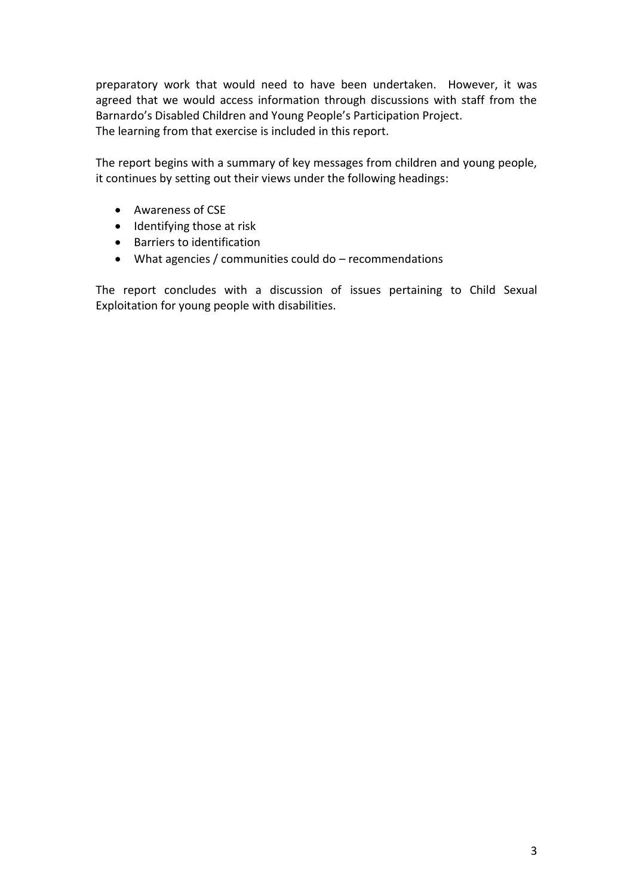preparatory work that would need to have been undertaken. However, it was agreed that we would access information through discussions with staff from the Barnardo's Disabled Children and Young People's Participation Project.
The learning from that exercise is included in this report.

The report begins with a summary of key messages from children and young people, it continues by setting out their views under the following headings:

- Awareness of CSE
- Identifying those at risk
- Barriers to identification
- What agencies / communities could do – recommendations

The report concludes with a discussion of issues pertaining to Child Sexual Exploitation for young people with disabilities.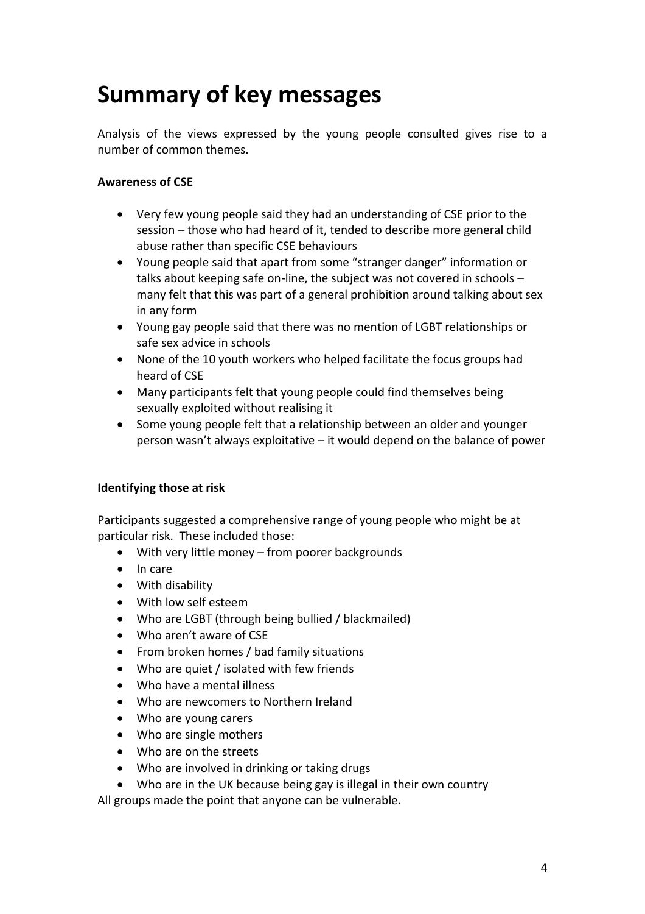# Summary of key messages

Analysis of the views expressed by the young people consulted gives rise to a number of common themes.

**Awareness of CSE**

- Very few young people said they had an understanding of CSE prior to the session – those who had heard of it, tended to describe more general child abuse rather than specific CSE behaviours
- Young people said that apart from some "stranger danger" information or talks about keeping safe on-line, the subject was not covered in schools – many felt that this was part of a general prohibition around talking about sex in any form
- Young gay people said that there was no mention of LGBT relationships or safe sex advice in schools
- None of the 10 youth workers who helped facilitate the focus groups had heard of CSE
- Many participants felt that young people could find themselves being sexually exploited without realising it
- Some young people felt that a relationship between an older and younger person wasn't always exploitative – it would depend on the balance of power

**Identifying those at risk**

Participants suggested a comprehensive range of young people who might be at particular risk. These included those:

- With very little money – from poorer backgrounds
- In care
- With disability
- With low self esteem
- Who are LGBT (through being bullied / blackmailed)
- Who aren't aware of CSE
- From broken homes / bad family situations
- Who are quiet / isolated with few friends
- Who have a mental illness
- Who are newcomers to Northern Ireland
- Who are young carers
- Who are single mothers
- Who are on the streets
- Who are involved in drinking or taking drugs
- Who are in the UK because being gay is illegal in their own country

All groups made the point that anyone can be vulnerable.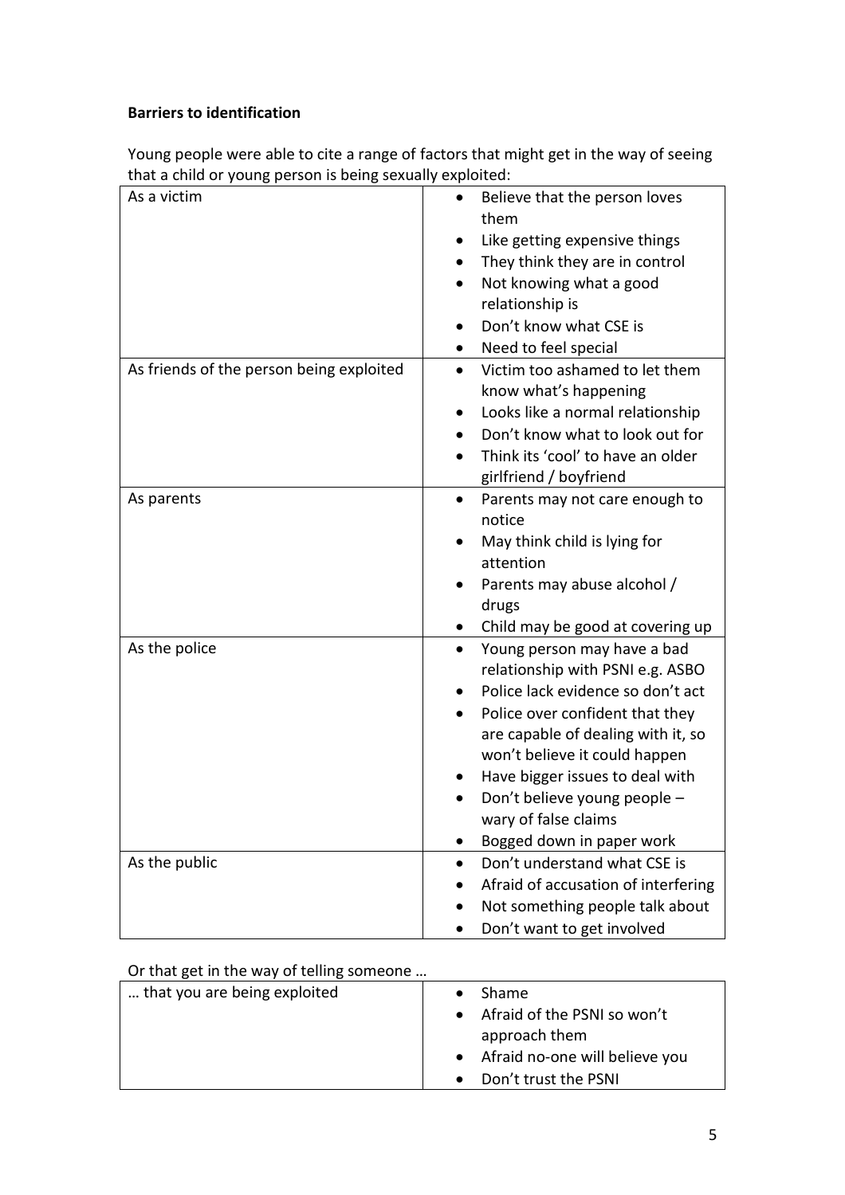**Barriers to identification**

Young people were able to cite a range of factors that might get in the way of seeing that a child or young person is being sexually exploited:

| | |
|---|---|
| As a victim | • Believe that the person loves them<br>• Like getting expensive things<br>• They think they are in control<br>• Not knowing what a good relationship is<br>• Don't know what CSE is<br>• Need to feel special |
| As friends of the person being exploited | • Victim too ashamed to let them know what's happening<br>• Looks like a normal relationship<br>• Don't know what to look out for<br>• Think its 'cool' to have an older girlfriend / boyfriend |
| As parents | • Parents may not care enough to notice<br>• May think child is lying for attention<br>• Parents may abuse alcohol / drugs<br>• Child may be good at covering up |
| As the police | • Young person may have a bad relationship with PSNI e.g. ASBO<br>• Police lack evidence so don't act<br>• Police over confident that they are capable of dealing with it, so won't believe it could happen<br>• Have bigger issues to deal with<br>• Don't believe young people – wary of false claims<br>• Bogged down in paper work |
| As the public | • Don't understand what CSE is<br>• Afraid of accusation of interfering<br>• Not something people talk about<br>• Don't want to get involved |

Or that get in the way of telling someone …

| | |
|---|---|
| … that you are being exploited | • Shame<br>• Afraid of the PSNI so won't approach them<br>• Afraid no-one will believe you<br>• Don't trust the PSNI |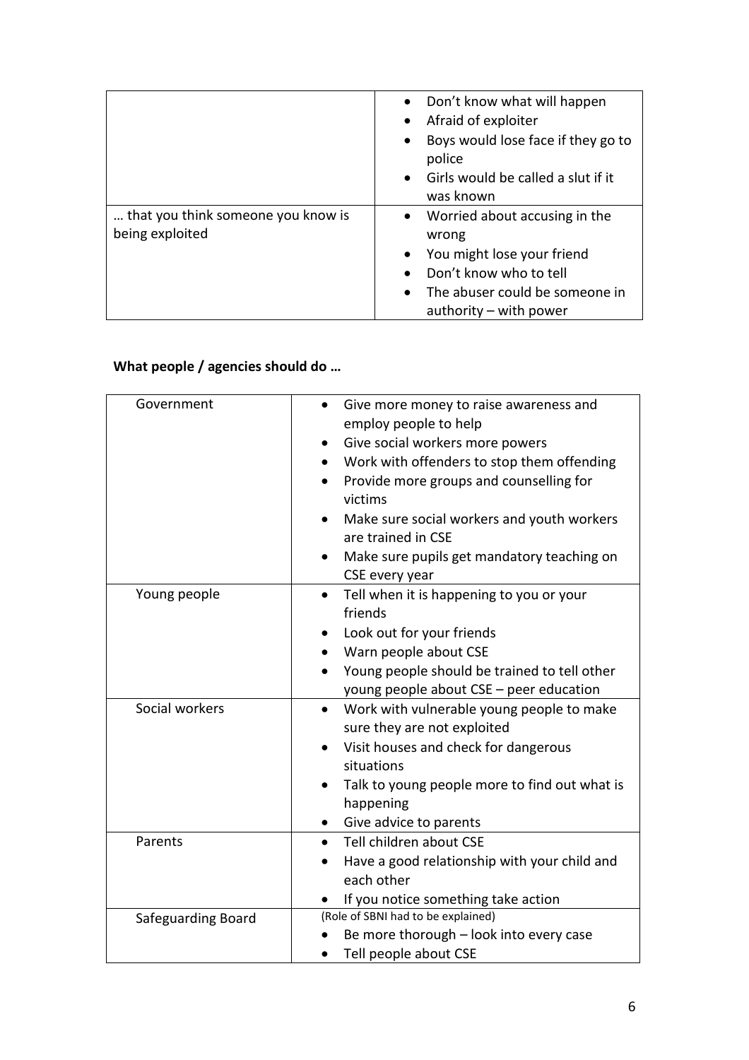| | |
|---|---|
| | • Don't know what will happen<br>• Afraid of exploiter<br>• Boys would lose face if they go to police<br>• Girls would be called a slut if it was known |
| … that you think someone you know is being exploited | • Worried about accusing in the wrong<br>• You might lose your friend<br>• Don't know who to tell<br>• The abuser could be someone in authority – with power |

**What people / agencies should do …**

| | |
|---|---|
| Government | • Give more money to raise awareness and employ people to help<br>• Give social workers more powers<br>• Work with offenders to stop them offending<br>• Provide more groups and counselling for victims<br>• Make sure social workers and youth workers are trained in CSE<br>• Make sure pupils get mandatory teaching on CSE every year |
| Young people | • Tell when it is happening to you or your friends<br>• Look out for your friends<br>• Warn people about CSE<br>• Young people should be trained to tell other young people about CSE – peer education |
| Social workers | • Work with vulnerable young people to make sure they are not exploited<br>• Visit houses and check for dangerous situations<br>• Talk to young people more to find out what is happening<br>• Give advice to parents |
| Parents | • Tell children about CSE<br>• Have a good relationship with your child and each other<br>• If you notice something take action |
| Safeguarding Board | (Role of SBNI had to be explained)<br>• Be more thorough – look into every case<br>• Tell people about CSE |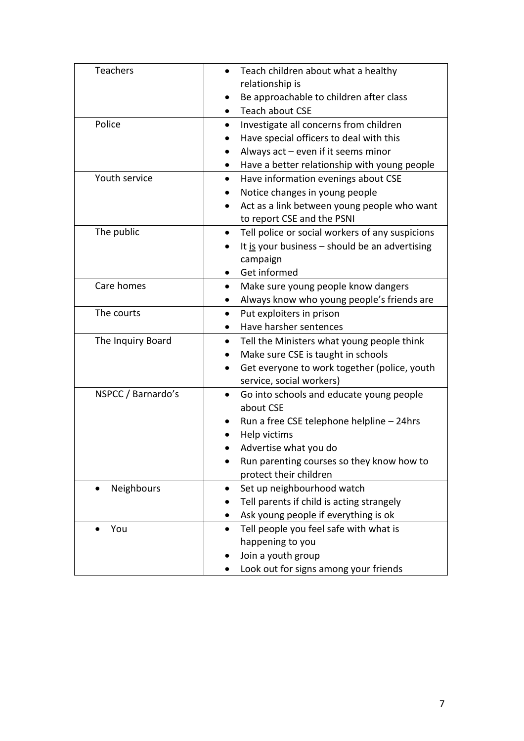| | |
|---|---|
| Teachers | • Teach children about what a healthy relationship is<br>• Be approachable to children after class<br>• Teach about CSE |
| Police | • Investigate all concerns from children<br>• Have special officers to deal with this<br>• Always act – even if it seems minor<br>• Have a better relationship with young people |
| Youth service | • Have information evenings about CSE<br>• Notice changes in young people<br>• Act as a link between young people who want to report CSE and the PSNI |
| The public | • Tell police or social workers of any suspicions<br>• It <u>is</u> your business – should be an advertising campaign<br>• Get informed |
| Care homes | • Make sure young people know dangers<br>• Always know who young people's friends are |
| The courts | • Put exploiters in prison<br>• Have harsher sentences |
| The Inquiry Board | • Tell the Ministers what young people think<br>• Make sure CSE is taught in schools<br>• Get everyone to work together (police, youth service, social workers) |
| NSPCC / Barnardo's | • Go into schools and educate young people about CSE<br>• Run a free CSE telephone helpline – 24hrs<br>• Help victims<br>• Advertise what you do<br>• Run parenting courses so they know how to protect their children |
| • Neighbours | • Set up neighbourhood watch<br>• Tell parents if child is acting strangely<br>• Ask young people if everything is ok |
| • You | • Tell people you feel safe with what is happening to you<br>• Join a youth group<br>• Look out for signs among your friends |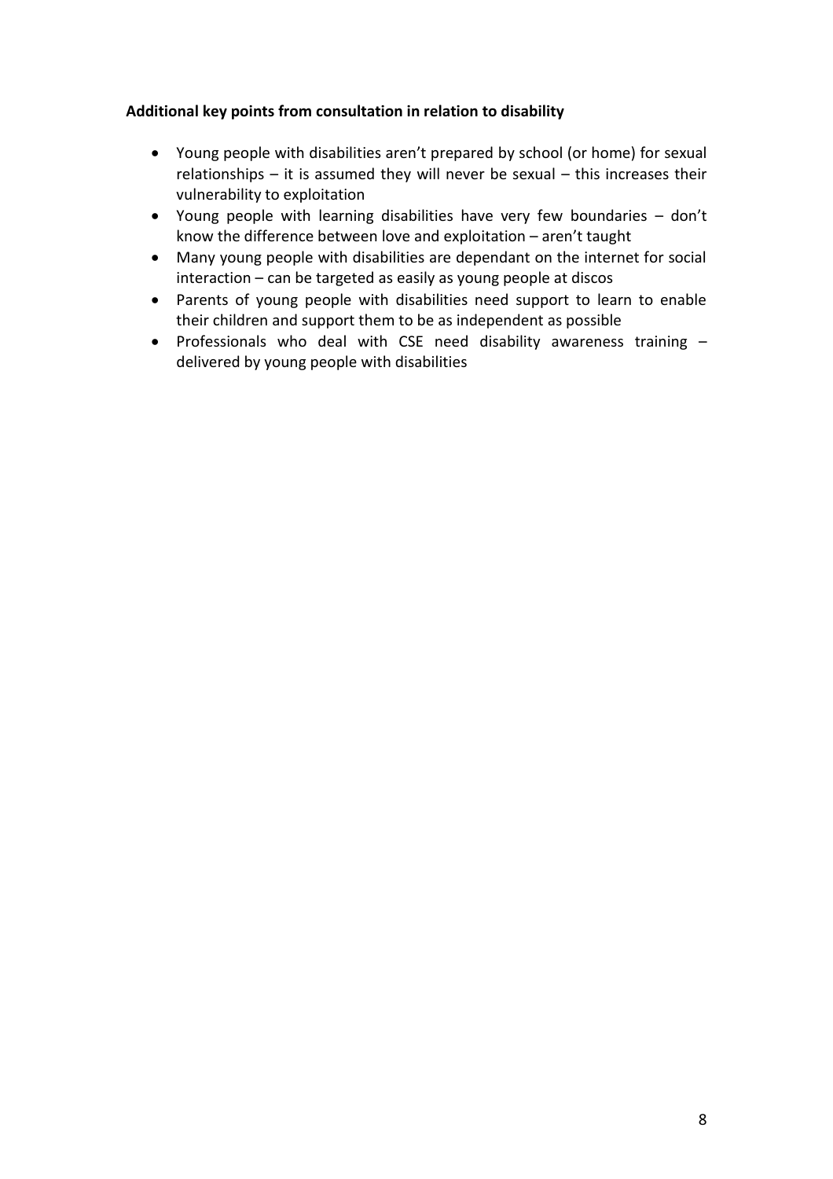**Additional key points from consultation in relation to disability**

- Young people with disabilities aren't prepared by school (or home) for sexual relationships – it is assumed they will never be sexual – this increases their vulnerability to exploitation
- Young people with learning disabilities have very few boundaries – don't know the difference between love and exploitation – aren't taught
- Many young people with disabilities are dependant on the internet for social interaction – can be targeted as easily as young people at discos
- Parents of young people with disabilities need support to learn to enable their children and support them to be as independent as possible
- Professionals who deal with CSE need disability awareness training – delivered by young people with disabilities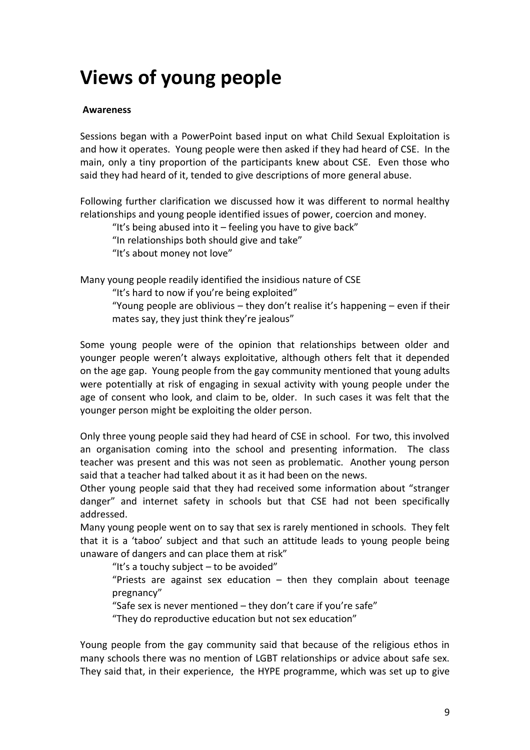# Views of young people

**Awareness**

Sessions began with a PowerPoint based input on what Child Sexual Exploitation is and how it operates. Young people were then asked if they had heard of CSE. In the main, only a tiny proportion of the participants knew about CSE. Even those who said they had heard of it, tended to give descriptions of more general abuse.

Following further clarification we discussed how it was different to normal healthy relationships and young people identified issues of power, coercion and money.

> "It's being abused into it – feeling you have to give back"
> "In relationships both should give and take"
> "It's about money not love"

Many young people readily identified the insidious nature of CSE

> "It's hard to now if you're being exploited"
> "Young people are oblivious – they don't realise it's happening – even if their mates say, they just think they're jealous"

Some young people were of the opinion that relationships between older and younger people weren't always exploitative, although others felt that it depended on the age gap. Young people from the gay community mentioned that young adults were potentially at risk of engaging in sexual activity with young people under the age of consent who look, and claim to be, older. In such cases it was felt that the younger person might be exploiting the older person.

Only three young people said they had heard of CSE in school. For two, this involved an organisation coming into the school and presenting information. The class teacher was present and this was not seen as problematic. Another young person said that a teacher had talked about it as it had been on the news.
Other young people said that they had received some information about "stranger danger" and internet safety in schools but that CSE had not been specifically addressed.
Many young people went on to say that sex is rarely mentioned in schools. They felt that it is a 'taboo' subject and that such an attitude leads to young people being unaware of dangers and can place them at risk"

> "It's a touchy subject – to be avoided"
> "Priests are against sex education – then they complain about teenage pregnancy"
> "Safe sex is never mentioned – they don't care if you're safe"
> "They do reproductive education but not sex education"

Young people from the gay community said that because of the religious ethos in many schools there was no mention of LGBT relationships or advice about safe sex. They said that, in their experience, the HYPE programme, which was set up to give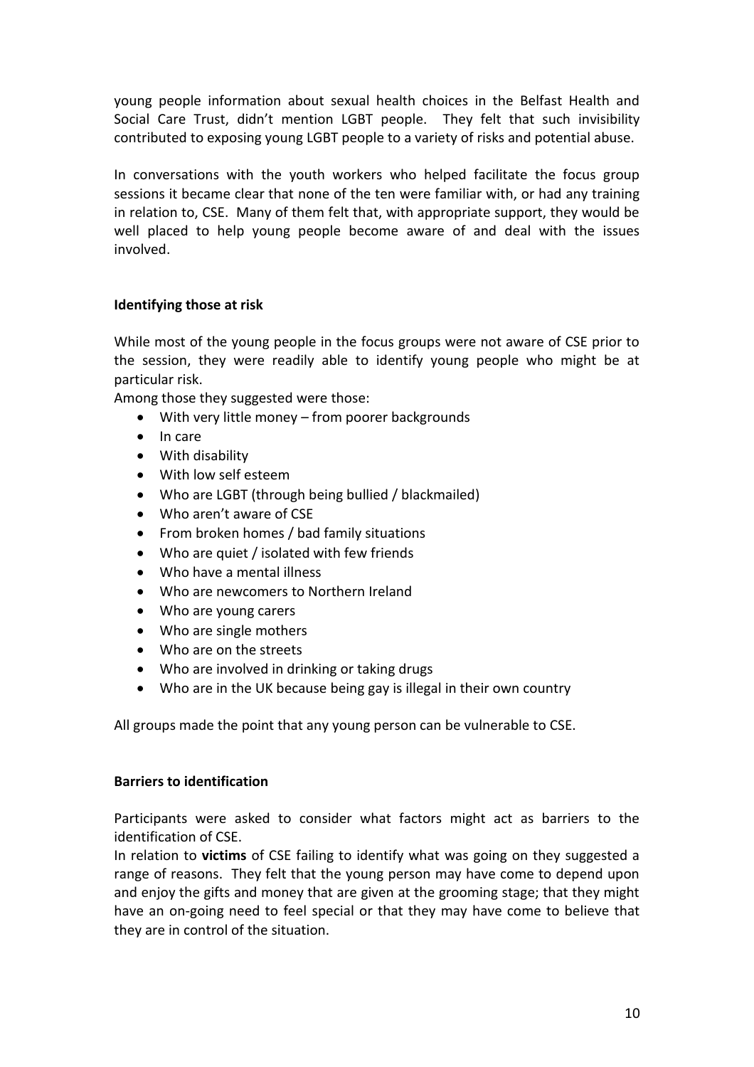young people information about sexual health choices in the Belfast Health and Social Care Trust, didn't mention LGBT people. They felt that such invisibility contributed to exposing young LGBT people to a variety of risks and potential abuse.

In conversations with the youth workers who helped facilitate the focus group sessions it became clear that none of the ten were familiar with, or had any training in relation to, CSE. Many of them felt that, with appropriate support, they would be well placed to help young people become aware of and deal with the issues involved.

**Identifying those at risk**

While most of the young people in the focus groups were not aware of CSE prior to the session, they were readily able to identify young people who might be at particular risk.

Among those they suggested were those:

- With very little money – from poorer backgrounds
- In care
- With disability
- With low self esteem
- Who are LGBT (through being bullied / blackmailed)
- Who aren't aware of CSE
- From broken homes / bad family situations
- Who are quiet / isolated with few friends
- Who have a mental illness
- Who are newcomers to Northern Ireland
- Who are young carers
- Who are single mothers
- Who are on the streets
- Who are involved in drinking or taking drugs
- Who are in the UK because being gay is illegal in their own country

All groups made the point that any young person can be vulnerable to CSE.

**Barriers to identification**

Participants were asked to consider what factors might act as barriers to the identification of CSE.

In relation to **victims** of CSE failing to identify what was going on they suggested a range of reasons. They felt that the young person may have come to depend upon and enjoy the gifts and money that are given at the grooming stage; that they might have an on-going need to feel special or that they may have come to believe that they are in control of the situation.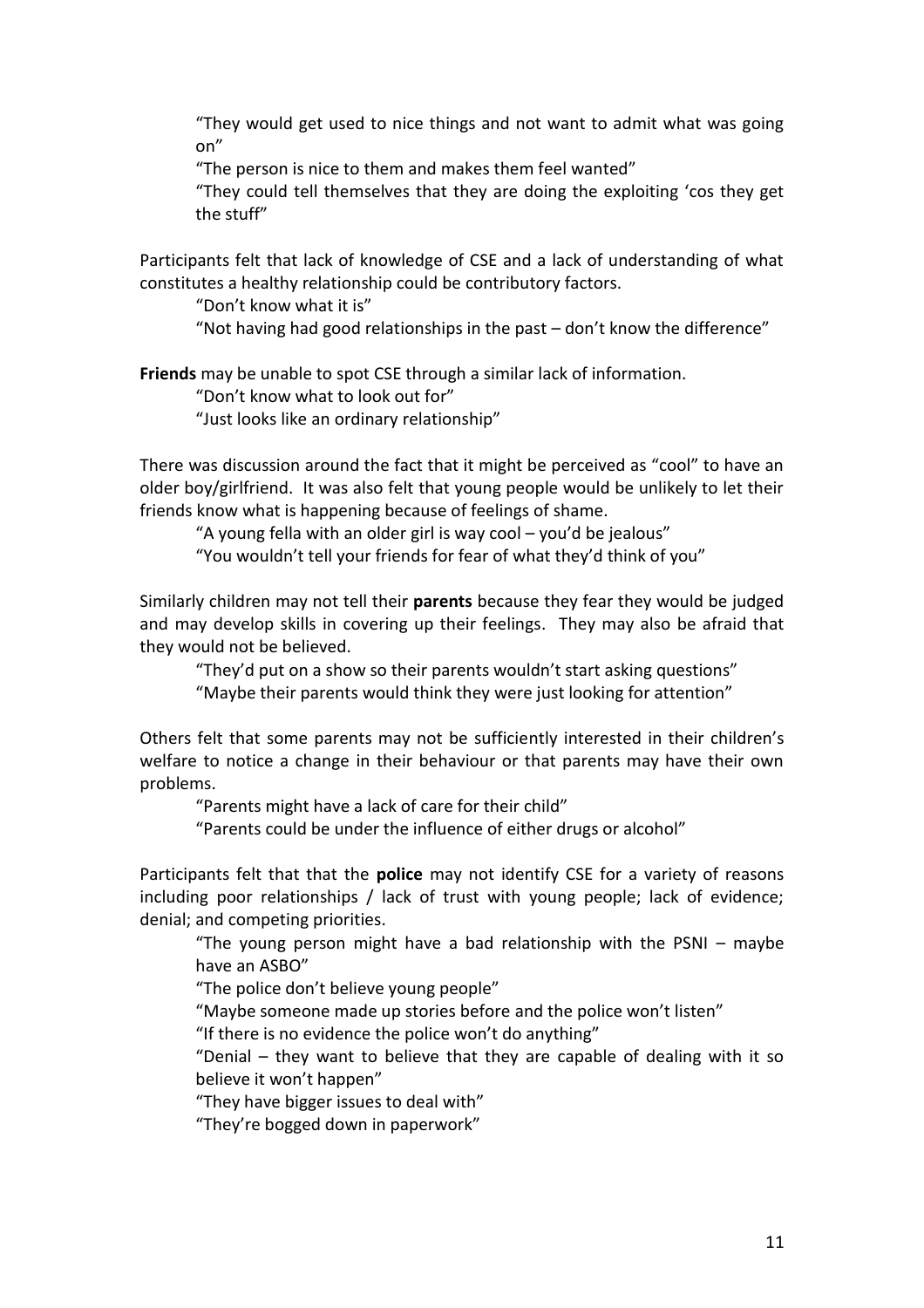"They would get used to nice things and not want to admit what was going on"

"The person is nice to them and makes them feel wanted"

"They could tell themselves that they are doing the exploiting 'cos they get the stuff"

Participants felt that lack of knowledge of CSE and a lack of understanding of what constitutes a healthy relationship could be contributory factors.

"Don't know what it is"

"Not having had good relationships in the past – don't know the difference"

**Friends** may be unable to spot CSE through a similar lack of information.

"Don't know what to look out for"

"Just looks like an ordinary relationship"

There was discussion around the fact that it might be perceived as "cool" to have an older boy/girlfriend. It was also felt that young people would be unlikely to let their friends know what is happening because of feelings of shame.

"A young fella with an older girl is way cool – you'd be jealous"

"You wouldn't tell your friends for fear of what they'd think of you"

Similarly children may not tell their **parents** because they fear they would be judged and may develop skills in covering up their feelings. They may also be afraid that they would not be believed.

"They'd put on a show so their parents wouldn't start asking questions"

"Maybe their parents would think they were just looking for attention"

Others felt that some parents may not be sufficiently interested in their children's welfare to notice a change in their behaviour or that parents may have their own problems.

"Parents might have a lack of care for their child"

"Parents could be under the influence of either drugs or alcohol"

Participants felt that that the **police** may not identify CSE for a variety of reasons including poor relationships / lack of trust with young people; lack of evidence; denial; and competing priorities.

"The young person might have a bad relationship with the PSNI – maybe have an ASBO"

"The police don't believe young people"

"Maybe someone made up stories before and the police won't listen"

"If there is no evidence the police won't do anything"

"Denial – they want to believe that they are capable of dealing with it so believe it won't happen"

"They have bigger issues to deal with"

"They're bogged down in paperwork"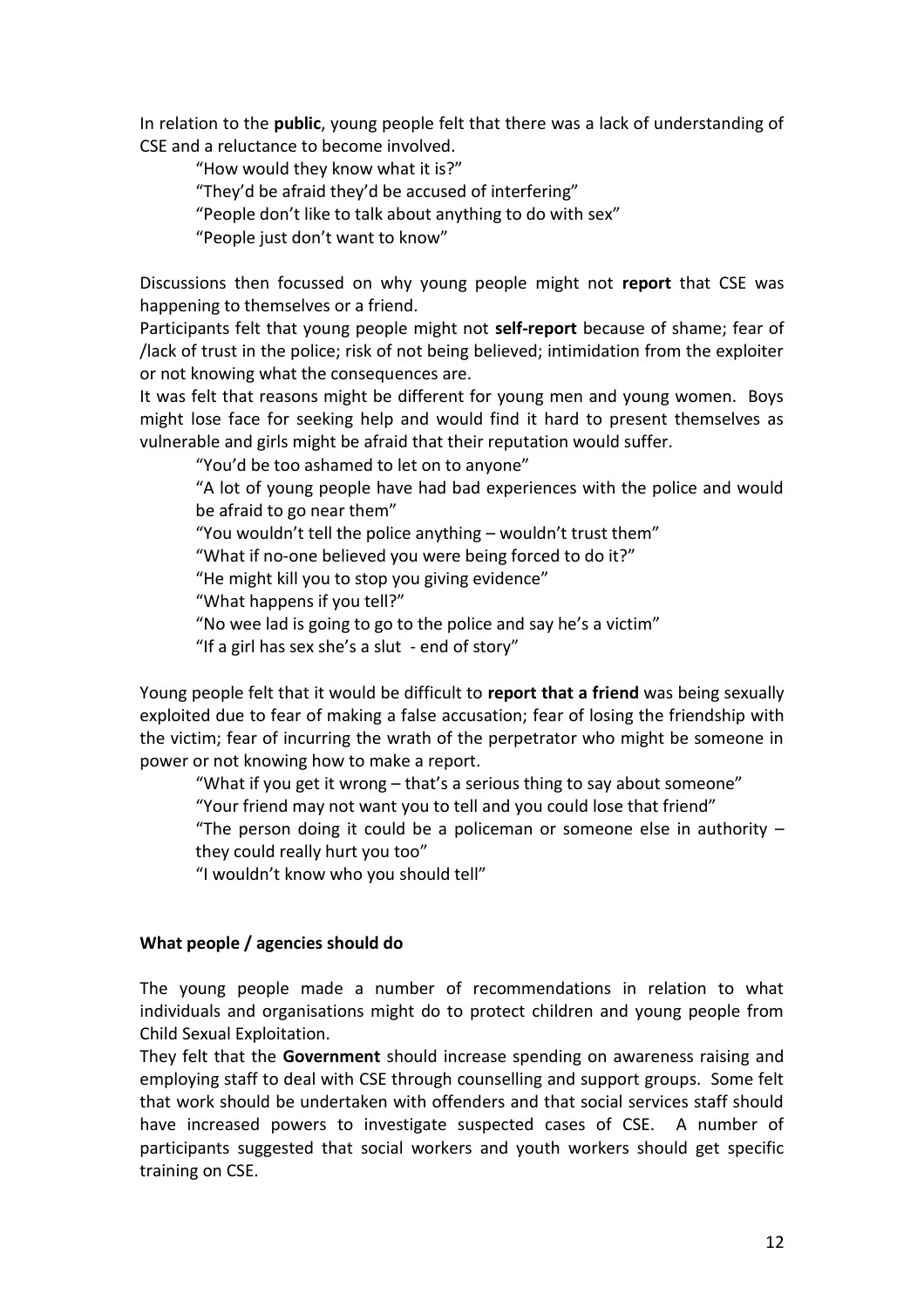In relation to the **public**, young people felt that there was a lack of understanding of CSE and a reluctance to become involved.

> "How would they know what it is?"
> "They'd be afraid they'd be accused of interfering"
> "People don't like to talk about anything to do with sex"
> "People just don't want to know"

Discussions then focussed on why young people might not **report** that CSE was happening to themselves or a friend.

Participants felt that young people might not **self-report** because of shame; fear of /lack of trust in the police; risk of not being believed; intimidation from the exploiter or not knowing what the consequences are.

It was felt that reasons might be different for young men and young women. Boys might lose face for seeking help and would find it hard to present themselves as vulnerable and girls might be afraid that their reputation would suffer.

> "You'd be too ashamed to let on to anyone"
> "A lot of young people have had bad experiences with the police and would be afraid to go near them"
> "You wouldn't tell the police anything – wouldn't trust them"
> "What if no-one believed you were being forced to do it?"
> "He might kill you to stop you giving evidence"
> "What happens if you tell?"
> "No wee lad is going to go to the police and say he's a victim"
> "If a girl has sex she's a slut - end of story"

Young people felt that it would be difficult to **report that a friend** was being sexually exploited due to fear of making a false accusation; fear of losing the friendship with the victim; fear of incurring the wrath of the perpetrator who might be someone in power or not knowing how to make a report.

> "What if you get it wrong – that's a serious thing to say about someone"
> "Your friend may not want you to tell and you could lose that friend"
> "The person doing it could be a policeman or someone else in authority – they could really hurt you too"
> "I wouldn't know who you should tell"

**What people / agencies should do**

The young people made a number of recommendations in relation to what individuals and organisations might do to protect children and young people from Child Sexual Exploitation.

They felt that the **Government** should increase spending on awareness raising and employing staff to deal with CSE through counselling and support groups. Some felt that work should be undertaken with offenders and that social services staff should have increased powers to investigate suspected cases of CSE. A number of participants suggested that social workers and youth workers should get specific training on CSE.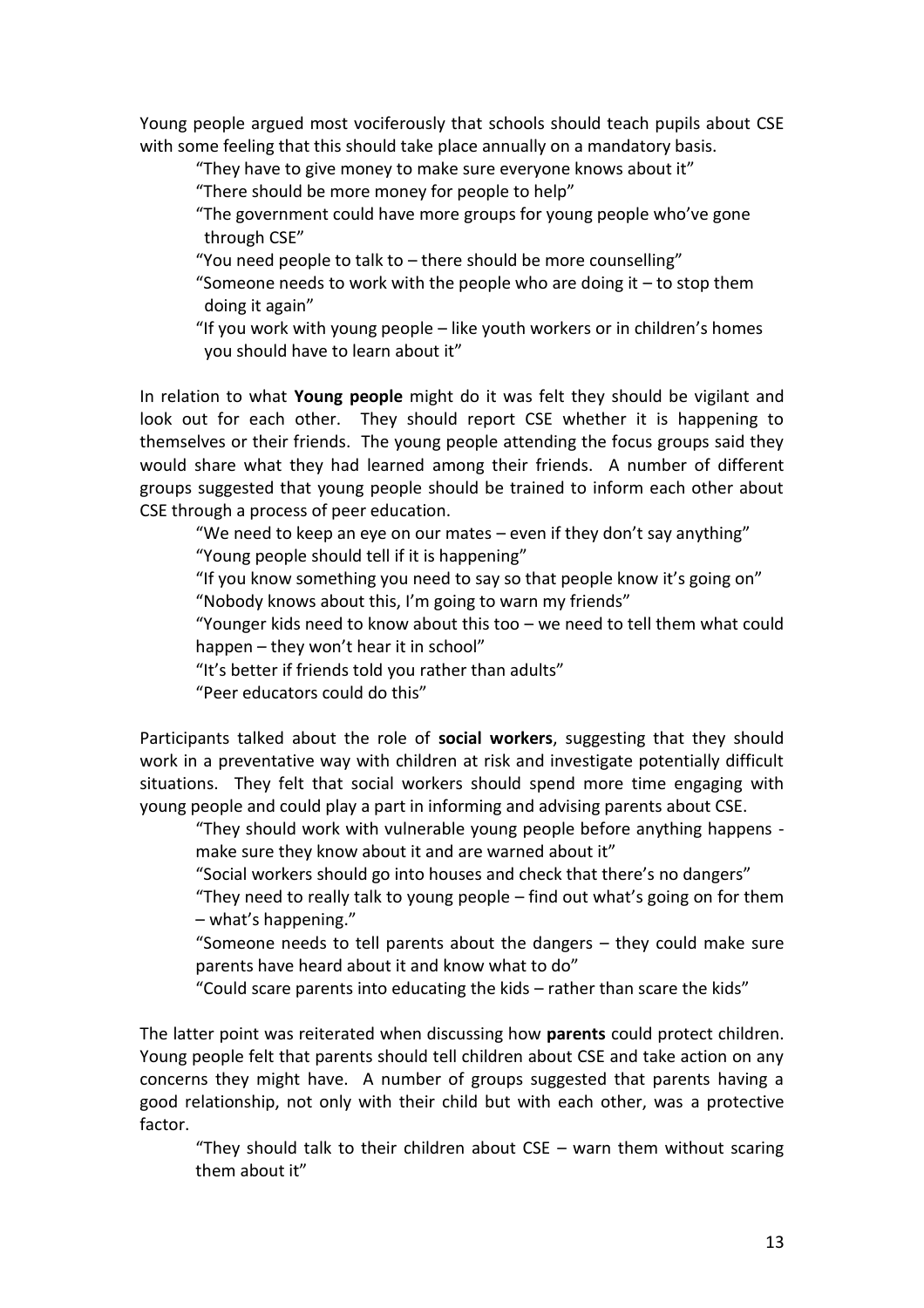Young people argued most vociferously that schools should teach pupils about CSE with some feeling that this should take place annually on a mandatory basis.

> "They have to give money to make sure everyone knows about it"
> "There should be more money for people to help"
> "The government could have more groups for young people who've gone through CSE"
> "You need people to talk to – there should be more counselling"
> "Someone needs to work with the people who are doing it – to stop them doing it again"
> "If you work with young people – like youth workers or in children's homes you should have to learn about it"

In relation to what **Young people** might do it was felt they should be vigilant and look out for each other. They should report CSE whether it is happening to themselves or their friends. The young people attending the focus groups said they would share what they had learned among their friends. A number of different groups suggested that young people should be trained to inform each other about CSE through a process of peer education.

> "We need to keep an eye on our mates – even if they don't say anything"
> "Young people should tell if it is happening"
> "If you know something you need to say so that people know it's going on"
> "Nobody knows about this, I'm going to warn my friends"
> "Younger kids need to know about this too – we need to tell them what could happen – they won't hear it in school"
> "It's better if friends told you rather than adults"
> "Peer educators could do this"

Participants talked about the role of **social workers**, suggesting that they should work in a preventative way with children at risk and investigate potentially difficult situations. They felt that social workers should spend more time engaging with young people and could play a part in informing and advising parents about CSE.

> "They should work with vulnerable young people before anything happens - make sure they know about it and are warned about it"
> "Social workers should go into houses and check that there's no dangers"
> "They need to really talk to young people – find out what's going on for them – what's happening."
> "Someone needs to tell parents about the dangers – they could make sure parents have heard about it and know what to do"
> "Could scare parents into educating the kids – rather than scare the kids"

The latter point was reiterated when discussing how **parents** could protect children. Young people felt that parents should tell children about CSE and take action on any concerns they might have. A number of groups suggested that parents having a good relationship, not only with their child but with each other, was a protective factor.

> "They should talk to their children about CSE – warn them without scaring them about it"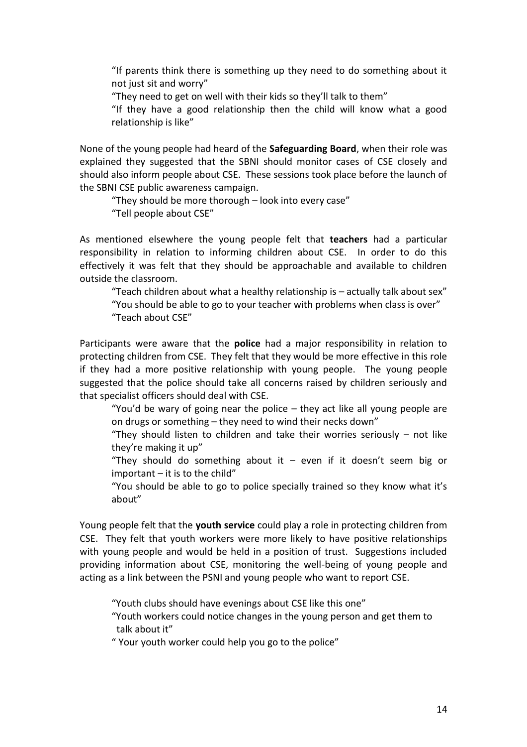> "If parents think there is something up they need to do something about it not just sit and worry"
> "They need to get on well with their kids so they'll talk to them"
> "If they have a good relationship then the child will know what a good relationship is like"

None of the young people had heard of the **Safeguarding Board**, when their role was explained they suggested that the SBNI should monitor cases of CSE closely and should also inform people about CSE. These sessions took place before the launch of the SBNI CSE public awareness campaign.

> "They should be more thorough – look into every case"
> "Tell people about CSE"

As mentioned elsewhere the young people felt that **teachers** had a particular responsibility in relation to informing children about CSE. In order to do this effectively it was felt that they should be approachable and available to children outside the classroom.

> "Teach children about what a healthy relationship is – actually talk about sex"
> "You should be able to go to your teacher with problems when class is over"
> "Teach about CSE"

Participants were aware that the **police** had a major responsibility in relation to protecting children from CSE. They felt that they would be more effective in this role if they had a more positive relationship with young people. The young people suggested that the police should take all concerns raised by children seriously and that specialist officers should deal with CSE.

> "You'd be wary of going near the police – they act like all young people are on drugs or something – they need to wind their necks down"
> "They should listen to children and take their worries seriously – not like they're making it up"
> "They should do something about it – even if it doesn't seem big or important – it is to the child"
> "You should be able to go to police specially trained so they know what it's about"

Young people felt that the **youth service** could play a role in protecting children from CSE. They felt that youth workers were more likely to have positive relationships with young people and would be held in a position of trust. Suggestions included providing information about CSE, monitoring the well-being of young people and acting as a link between the PSNI and young people who want to report CSE.

> "Youth clubs should have evenings about CSE like this one"
> "Youth workers could notice changes in the young person and get them to talk about it"
> " Your youth worker could help you go to the police"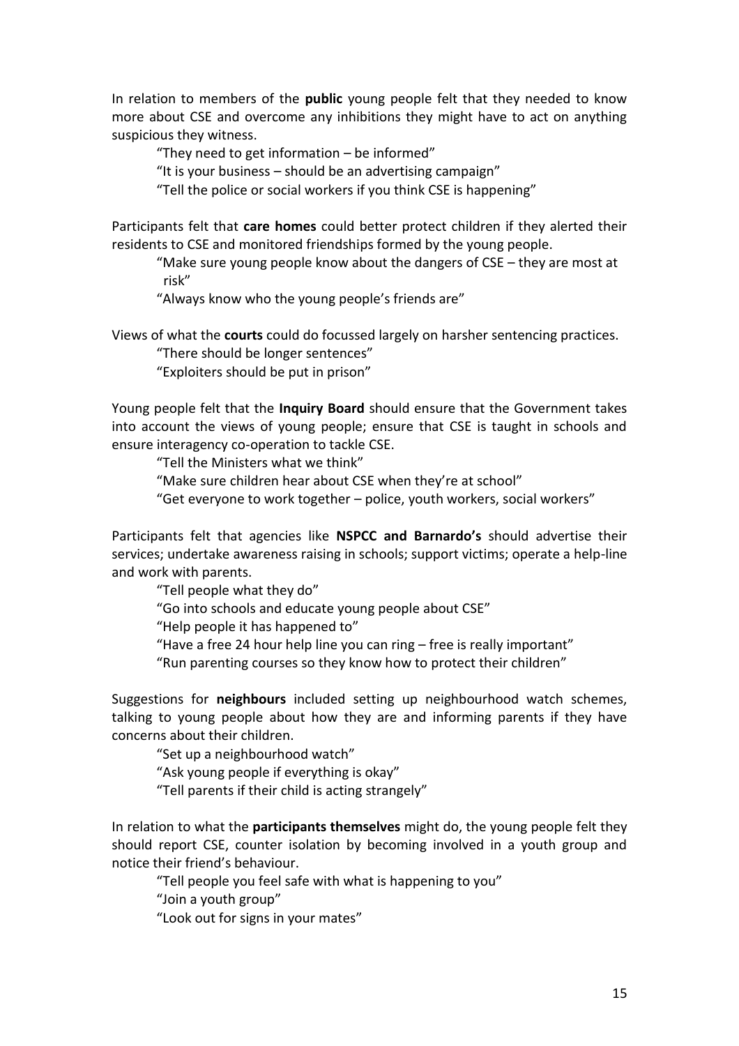In relation to members of the **public** young people felt that they needed to know more about CSE and overcome any inhibitions they might have to act on anything suspicious they witness.

> "They need to get information – be informed"
> "It is your business – should be an advertising campaign"
> "Tell the police or social workers if you think CSE is happening"

Participants felt that **care homes** could better protect children if they alerted their residents to CSE and monitored friendships formed by the young people.

> "Make sure young people know about the dangers of CSE – they are most at risk"
> "Always know who the young people's friends are"

Views of what the **courts** could do focussed largely on harsher sentencing practices.

> "There should be longer sentences"
> "Exploiters should be put in prison"

Young people felt that the **Inquiry Board** should ensure that the Government takes into account the views of young people; ensure that CSE is taught in schools and ensure interagency co-operation to tackle CSE.

> "Tell the Ministers what we think"
> "Make sure children hear about CSE when they're at school"
> "Get everyone to work together – police, youth workers, social workers"

Participants felt that agencies like **NSPCC and Barnardo's** should advertise their services; undertake awareness raising in schools; support victims; operate a help-line and work with parents.

> "Tell people what they do"
> "Go into schools and educate young people about CSE"
> "Help people it has happened to"
> "Have a free 24 hour help line you can ring – free is really important"
> "Run parenting courses so they know how to protect their children"

Suggestions for **neighbours** included setting up neighbourhood watch schemes, talking to young people about how they are and informing parents if they have concerns about their children.

> "Set up a neighbourhood watch"
> "Ask young people if everything is okay"
> "Tell parents if their child is acting strangely"

In relation to what the **participants themselves** might do, the young people felt they should report CSE, counter isolation by becoming involved in a youth group and notice their friend's behaviour.

> "Tell people you feel safe with what is happening to you"
> "Join a youth group"
> "Look out for signs in your mates"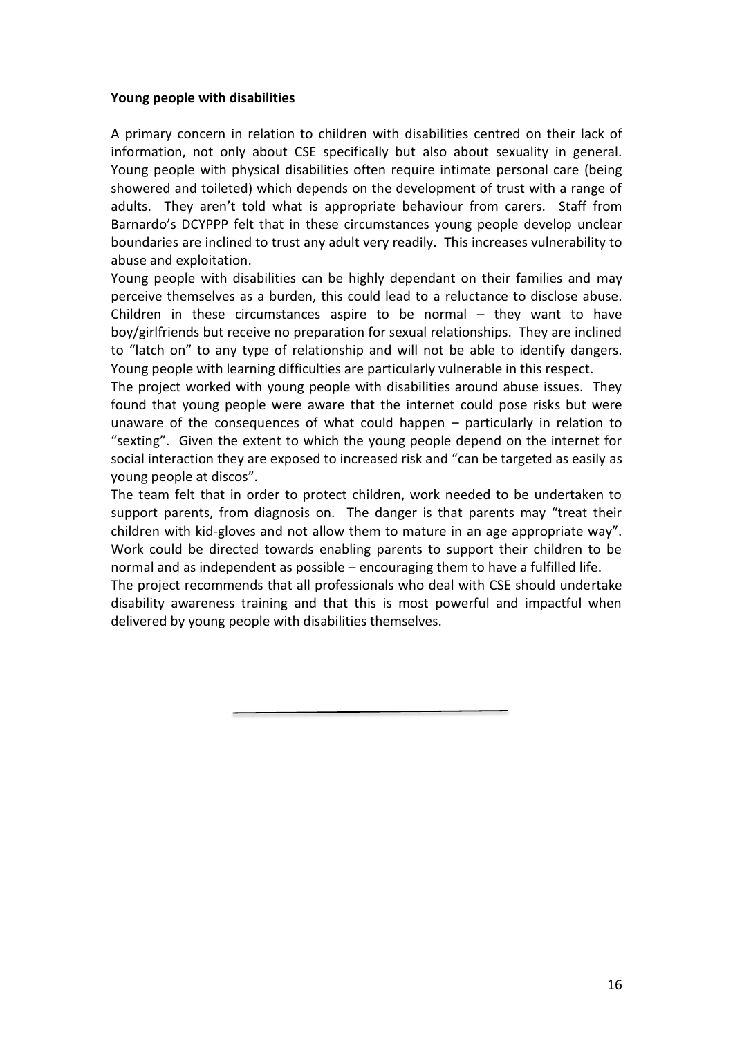**Young people with disabilities**

A primary concern in relation to children with disabilities centred on their lack of information, not only about CSE specifically but also about sexuality in general. Young people with physical disabilities often require intimate personal care (being showered and toileted) which depends on the development of trust with a range of adults. They aren't told what is appropriate behaviour from carers. Staff from Barnardo's DCYPPP felt that in these circumstances young people develop unclear boundaries are inclined to trust any adult very readily. This increases vulnerability to abuse and exploitation.

Young people with disabilities can be highly dependant on their families and may perceive themselves as a burden, this could lead to a reluctance to disclose abuse. Children in these circumstances aspire to be normal – they want to have boy/girlfriends but receive no preparation for sexual relationships. They are inclined to "latch on" to any type of relationship and will not be able to identify dangers. Young people with learning difficulties are particularly vulnerable in this respect.

The project worked with young people with disabilities around abuse issues. They found that young people were aware that the internet could pose risks but were unaware of the consequences of what could happen – particularly in relation to "sexting". Given the extent to which the young people depend on the internet for social interaction they are exposed to increased risk and "can be targeted as easily as young people at discos".

The team felt that in order to protect children, work needed to be undertaken to support parents, from diagnosis on. The danger is that parents may "treat their children with kid-gloves and not allow them to mature in an age appropriate way". Work could be directed towards enabling parents to support their children to be normal and as independent as possible – encouraging them to have a fulfilled life.

The project recommends that all professionals who deal with CSE should undertake disability awareness training and that this is most powerful and impactful when delivered by young people with disabilities themselves.

---